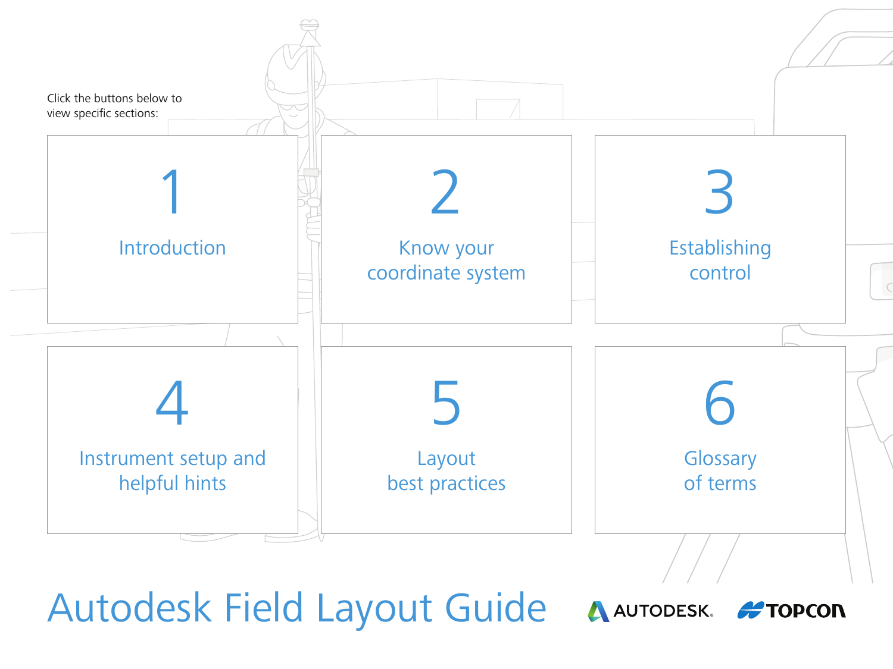# Autodesk Field Layout Guide

Click the buttons below to view specific sections:

1. Introduction
2. Know your coordinate system
3. Establishing control
4. Instrument setup and helpful hints
5. Layout best practices
6. Glossary of terms

AUTODESK. TOPCON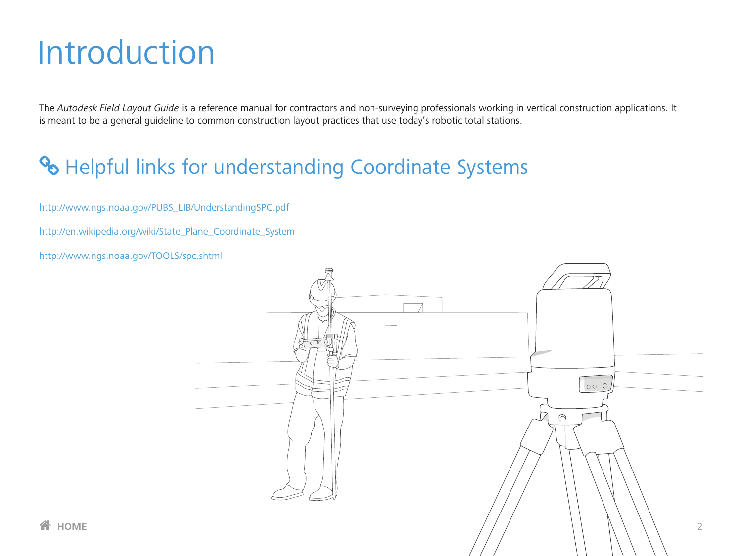# Introduction

The *Autodesk Field Layout Guide* is a reference manual for contractors and non-surveying professionals working in vertical construction applications. It is meant to be a general guideline to common construction layout practices that use today's robotic total stations.

## Helpful links for understanding Coordinate Systems

http://www.ngs.noaa.gov/PUBS_LIB/UnderstandingSPC.pdf

http://en.wikipedia.org/wiki/State_Plane_Coordinate_System

http://www.ngs.noaa.gov/TOOLS/spc.shtml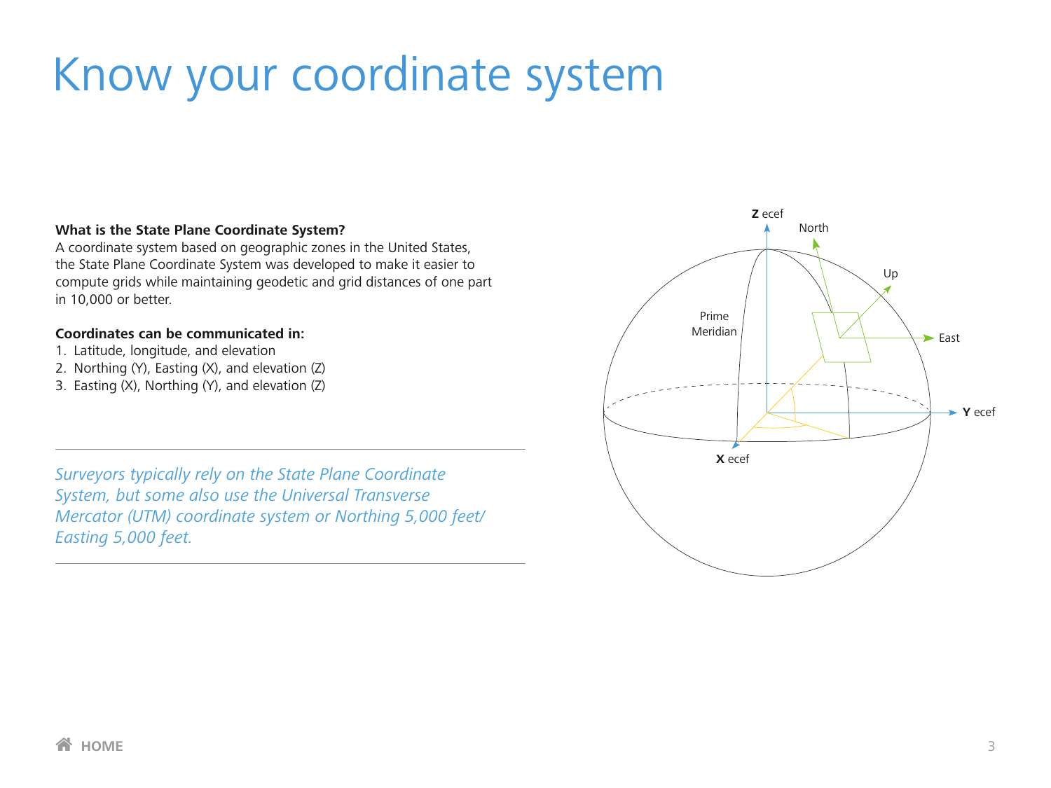# Know your coordinate system

**What is the State Plane Coordinate System?**
A coordinate system based on geographic zones in the United States, the State Plane Coordinate System was developed to make it easier to compute grids while maintaining geodetic and grid distances of one part in 10,000 or better.

**Coordinates can be communicated in:**

1. Latitude, longitude, and elevation
2. Northing (Y), Easting (X), and elevation (Z)
3. Easting (X), Northing (Y), and elevation (Z)

---

*Surveyors typically rely on the State Plane Coordinate System, but some also use the Universal Transverse Mercator (UTM) coordinate system or Northing 5,000 feet/ Easting 5,000 feet.*

---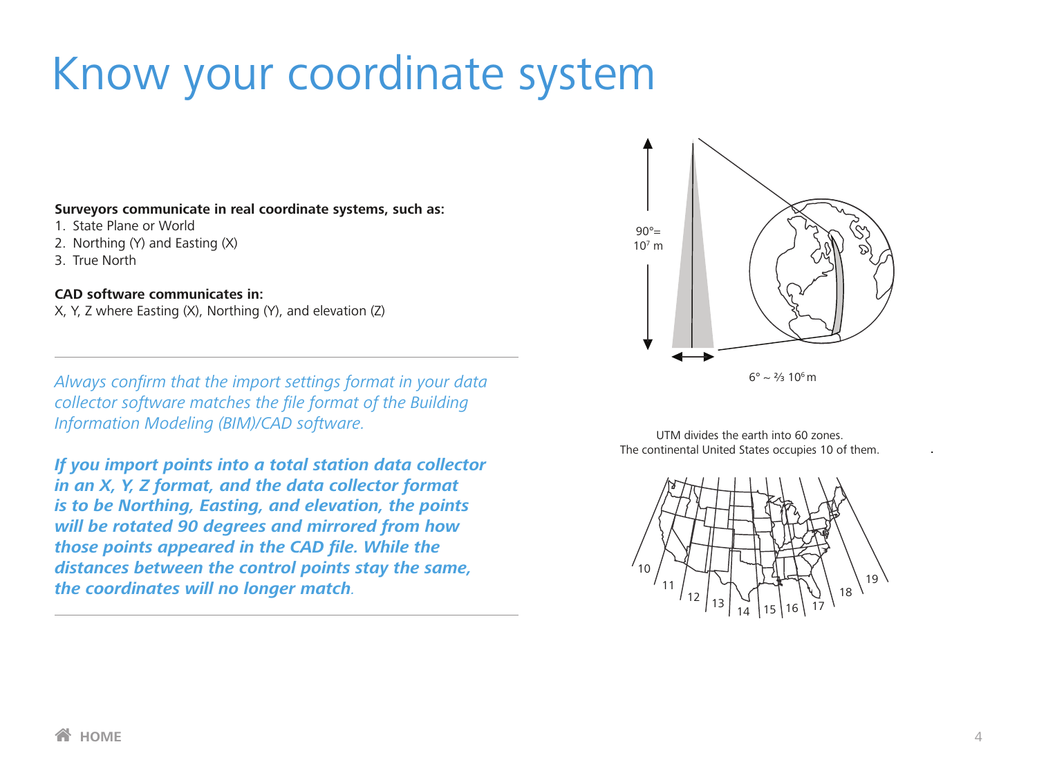# Know your coordinate system

**Surveyors communicate in real coordinate systems, such as:**

1. State Plane or World
2. Northing (Y) and Easting (X)
3. True North

**CAD software communicates in:**
X, Y, Z where Easting (X), Northing (Y), and elevation (Z)

---

*Always confirm that the import settings format in your data collector software matches the file format of the Building Information Modeling (BIM)/CAD software.*

***If you import points into a total station data collector in an X, Y, Z format, and the data collector format is to be Northing, Easting, and elevation, the points will be rotated 90 degrees and mirrored from how those points appeared in the CAD file. While the distances between the control points stay the same, the coordinates will no longer match.***

---

90°= $10^7$ m

6° ~ ⅔ $10^6$ m

UTM divides the earth into 60 zones.
The continental United States occupies 10 of them.

10 11 12 13 14 15 16 17 18 19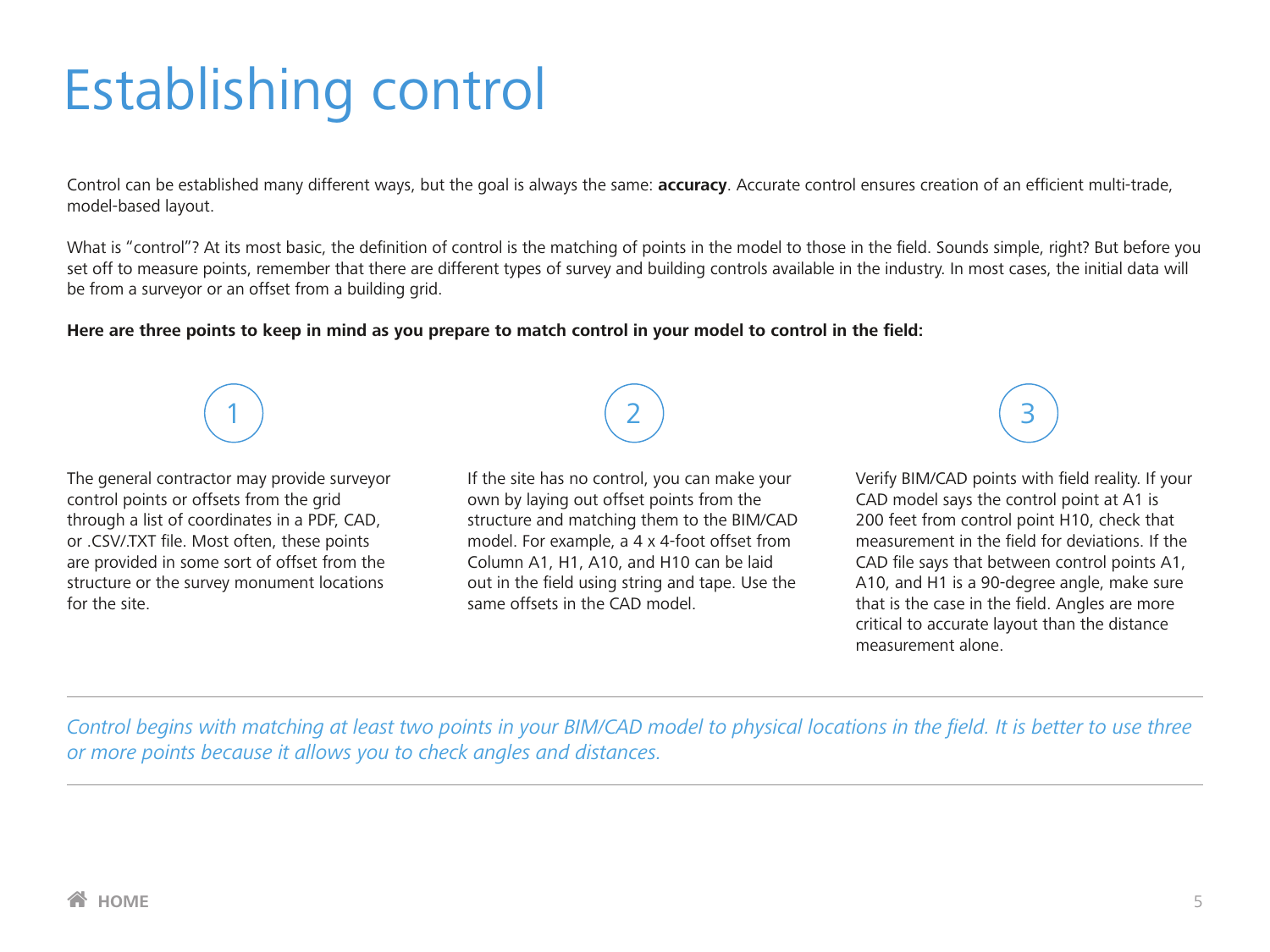# Establishing control

Control can be established many different ways, but the goal is always the same: **accuracy**. Accurate control ensures creation of an efficient multi-trade, model-based layout.

What is "control"? At its most basic, the definition of control is the matching of points in the model to those in the field. Sounds simple, right? But before you set off to measure points, remember that there are different types of survey and building controls available in the industry. In most cases, the initial data will be from a surveyor or an offset from a building grid.

**Here are three points to keep in mind as you prepare to match control in your model to control in the field:**

1. The general contractor may provide surveyor control points or offsets from the grid through a list of coordinates in a PDF, CAD, or .CSV/.TXT file. Most often, these points are provided in some sort of offset from the structure or the survey monument locations for the site.

2. If the site has no control, you can make your own by laying out offset points from the structure and matching them to the BIM/CAD model. For example, a 4 x 4-foot offset from Column A1, H1, A10, and H10 can be laid out in the field using string and tape. Use the same offsets in the CAD model.

3. Verify BIM/CAD points with field reality. If your CAD model says the control point at A1 is 200 feet from control point H10, check that measurement in the field for deviations. If the CAD file says that between control points A1, A10, and H1 is a 90-degree angle, make sure that is the case in the field. Angles are more critical to accurate layout than the distance measurement alone.

---

*Control begins with matching at least two points in your BIM/CAD model to physical locations in the field. It is better to use three or more points because it allows you to check angles and distances.*

---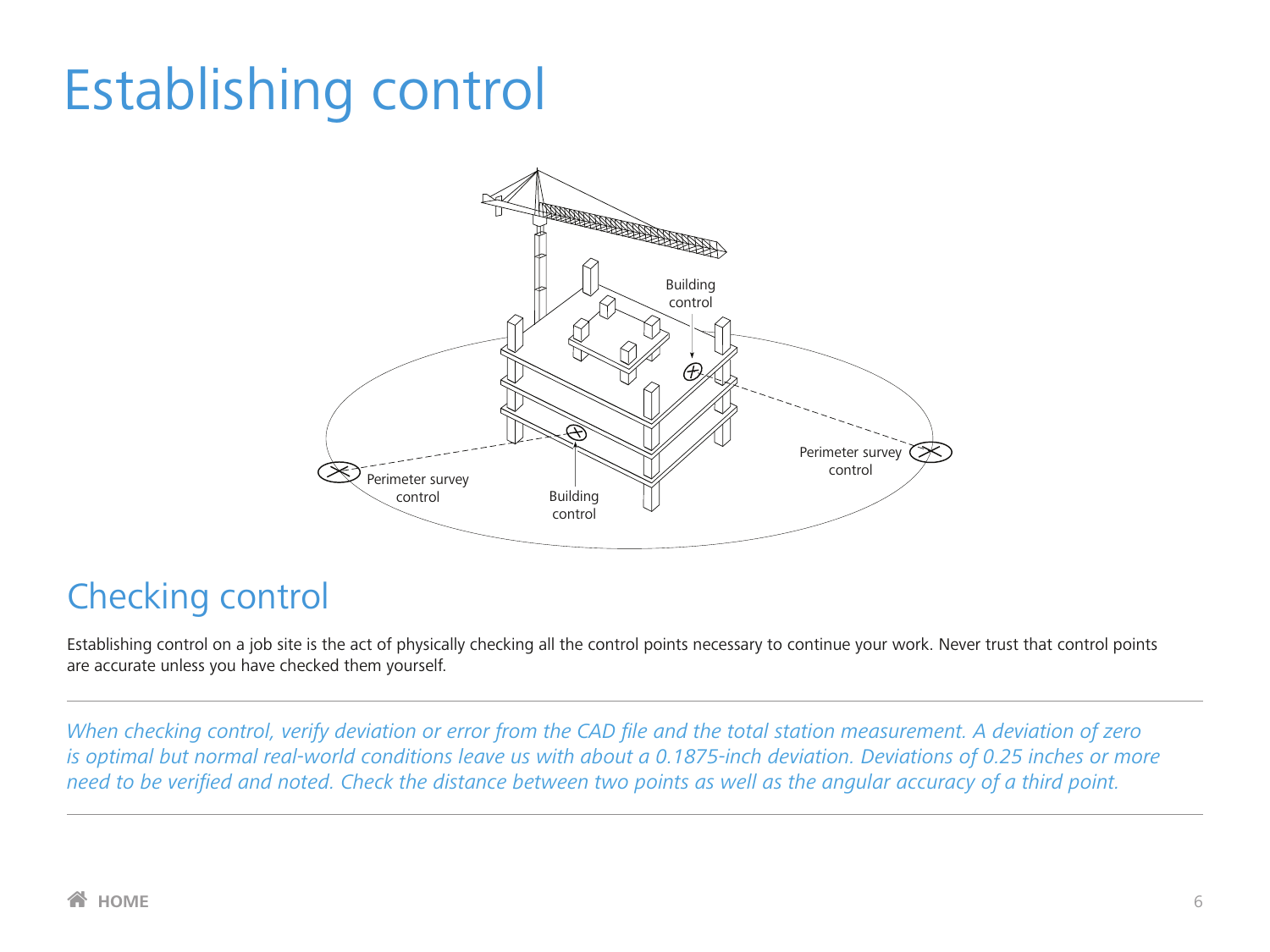# Establishing control

Building control

Perimeter survey control

Perimeter survey control

Building control

## Checking control

Establishing control on a job site is the act of physically checking all the control points necessary to continue your work. Never trust that control points are accurate unless you have checked them yourself.

---

*When checking control, verify deviation or error from the CAD file and the total station measurement. A deviation of zero is optimal but normal real-world conditions leave us with about a 0.1875-inch deviation. Deviations of 0.25 inches or more need to be verified and noted. Check the distance between two points as well as the angular accuracy of a third point.*

---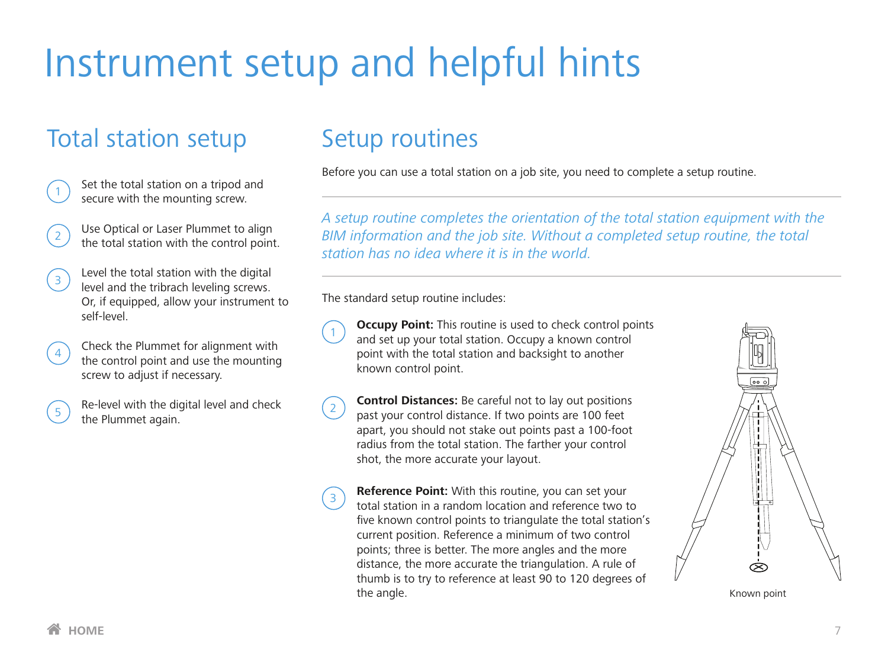# Instrument setup and helpful hints

## Total station setup

1. Set the total station on a tripod and secure with the mounting screw.
2. Use Optical or Laser Plummet to align the total station with the control point.
3. Level the total station with the digital level and the tribrach leveling screws. Or, if equipped, allow your instrument to self-level.
4. Check the Plummet for alignment with the control point and use the mounting screw to adjust if necessary.
5. Re-level with the digital level and check the Plummet again.

## Setup routines

Before you can use a total station on a job site, you need to complete a setup routine.

---

*A setup routine completes the orientation of the total station equipment with the BIM information and the job site. Without a completed setup routine, the total station has no idea where it is in the world.*

---

The standard setup routine includes:

1. **Occupy Point:** This routine is used to check control points and set up your total station. Occupy a known control point with the total station and backsight to another known control point.
2. **Control Distances:** Be careful not to lay out positions past your control distance. If two points are 100 feet apart, you should not stake out points past a 100-foot radius from the total station. The farther your control shot, the more accurate your layout.
3. **Reference Point:** With this routine, you can set your total station in a random location and reference two to five known control points to triangulate the total station's current position. Reference a minimum of two control points; three is better. The more angles and the more distance, the more accurate the triangulation. A rule of thumb is to try to reference at least 90 to 120 degrees of the angle.

Known point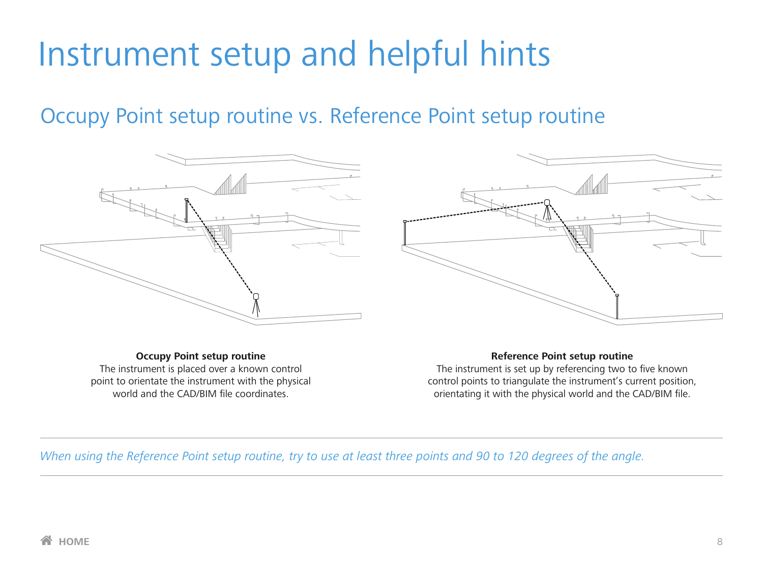# Instrument setup and helpful hints

## Occupy Point setup routine vs. Reference Point setup routine

**Occupy Point setup routine**
The instrument is placed over a known control point to orientate the instrument with the physical world and the CAD/BIM file coordinates.

**Reference Point setup routine**
The instrument is set up by referencing two to five known control points to triangulate the instrument's current position, orientating it with the physical world and the CAD/BIM file.

*When using the Reference Point setup routine, try to use at least three points and 90 to 120 degrees of the angle.*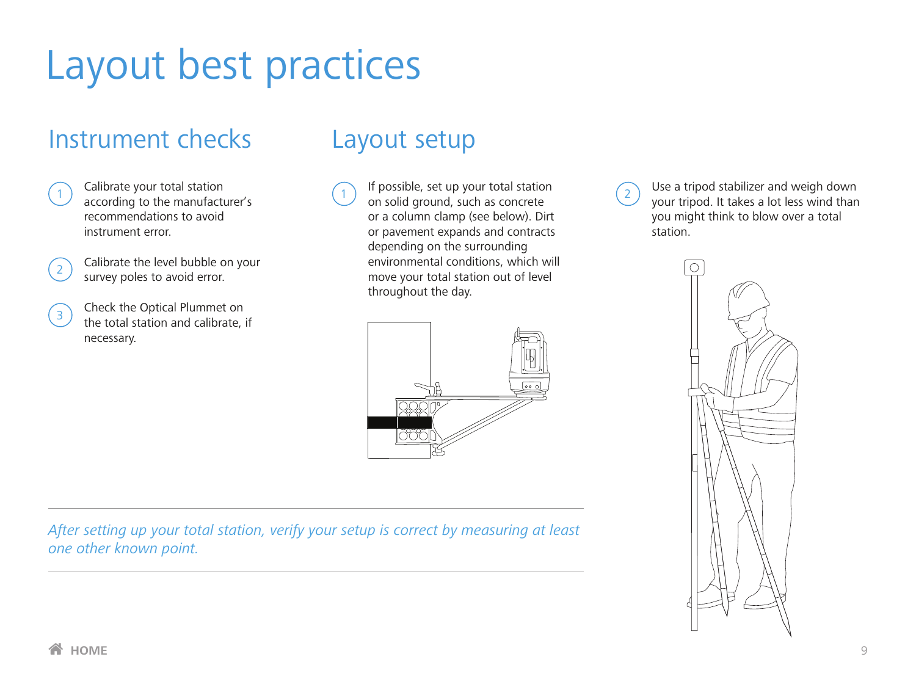# Layout best practices

## Instrument checks

1. Calibrate your total station according to the manufacturer's recommendations to avoid instrument error.
2. Calibrate the level bubble on your survey poles to avoid error.
3. Check the Optical Plummet on the total station and calibrate, if necessary.

## Layout setup

1. If possible, set up your total station on solid ground, such as concrete or a column clamp (see below). Dirt or pavement expands and contracts depending on the surrounding environmental conditions, which will move your total station out of level throughout the day.
2. Use a tripod stabilizer and weigh down your tripod. It takes a lot less wind than you might think to blow over a total station.

*After setting up your total station, verify your setup is correct by measuring at least one other known point.*

**HOME**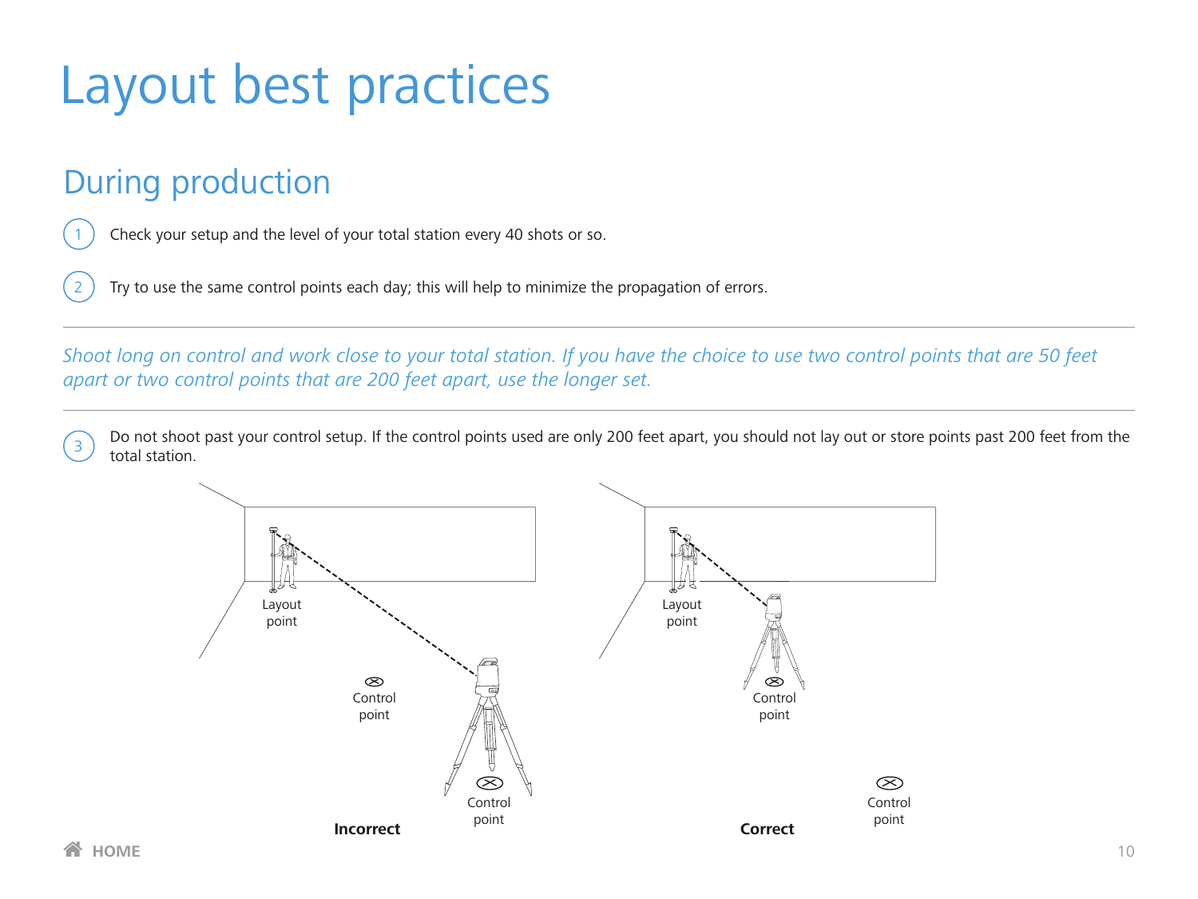# Layout best practices

## During production

1. Check your setup and the level of your total station every 40 shots or so.

2. Try to use the same control points each day; this will help to minimize the propagation of errors.

---

*Shoot long on control and work close to your total station. If you have the choice to use two control points that are 50 feet apart or two control points that are 200 feet apart, use the longer set.*

---

3. Do not shoot past your control setup. If the control points used are only 200 feet apart, you should not lay out or store points past 200 feet from the total station.

Layout point

Control point

Control point

**Incorrect**

Layout point

Control point

Control point

**Correct**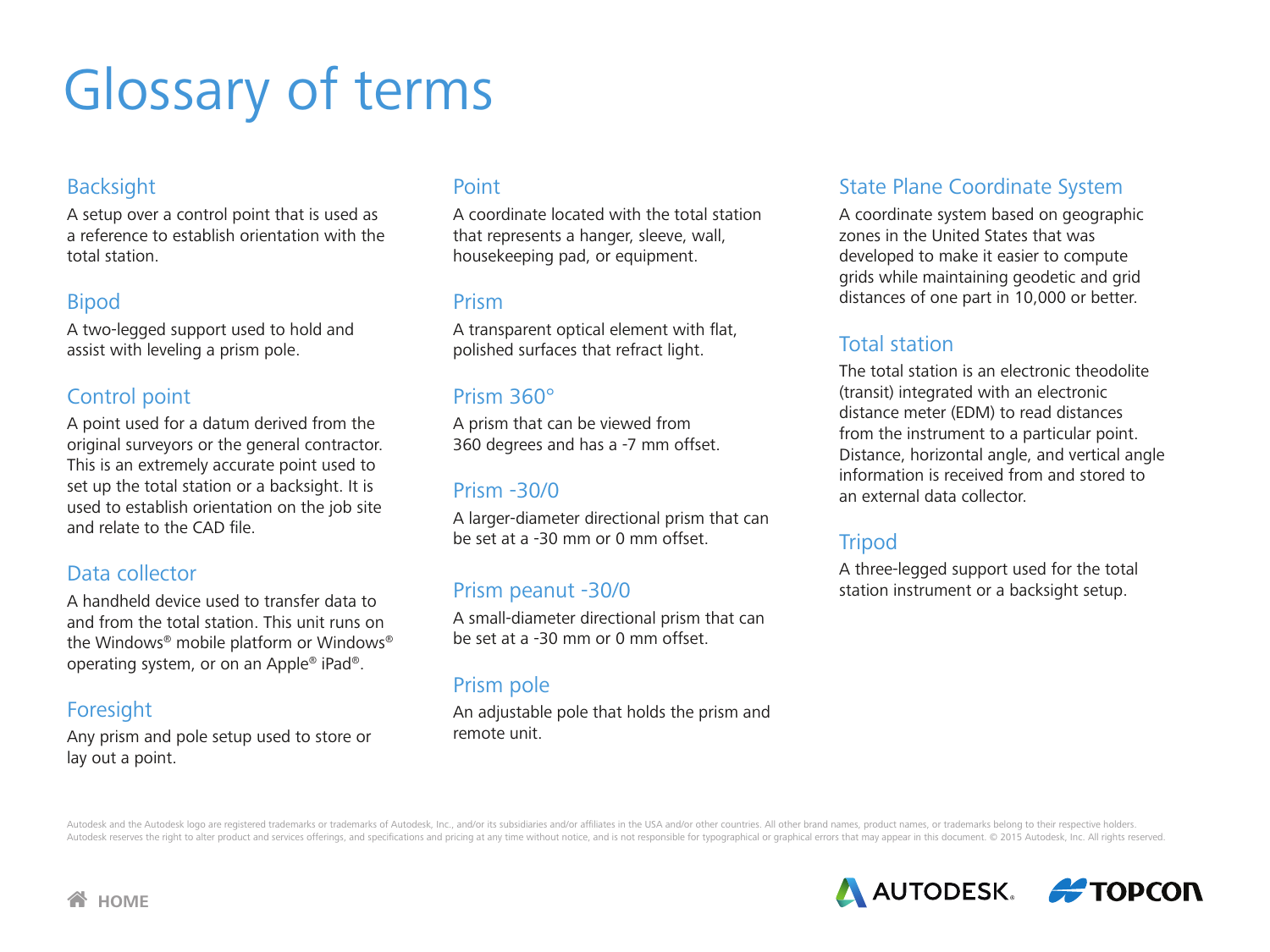# Glossary of terms

## Backsight

A setup over a control point that is used as a reference to establish orientation with the total station.

## Bipod

A two-legged support used to hold and assist with leveling a prism pole.

## Control point

A point used for a datum derived from the original surveyors or the general contractor. This is an extremely accurate point used to set up the total station or a backsight. It is used to establish orientation on the job site and relate to the CAD file.

## Data collector

A handheld device used to transfer data to and from the total station. This unit runs on the Windows® mobile platform or Windows® operating system, or on an Apple® iPad®.

## Foresight

Any prism and pole setup used to store or lay out a point.

## Point

A coordinate located with the total station that represents a hanger, sleeve, wall, housekeeping pad, or equipment.

## Prism

A transparent optical element with flat, polished surfaces that refract light.

## Prism 360°

A prism that can be viewed from 360 degrees and has a -7 mm offset.

## Prism -30/0

A larger-diameter directional prism that can be set at a -30 mm or 0 mm offset.

## Prism peanut -30/0

A small-diameter directional prism that can be set at a -30 mm or 0 mm offset.

## Prism pole

An adjustable pole that holds the prism and remote unit.

## State Plane Coordinate System

A coordinate system based on geographic zones in the United States that was developed to make it easier to compute grids while maintaining geodetic and grid distances of one part in 10,000 or better.

## Total station

The total station is an electronic theodolite (transit) integrated with an electronic distance meter (EDM) to read distances from the instrument to a particular point. Distance, horizontal angle, and vertical angle information is received from and stored to an external data collector.

## Tripod

A three-legged support used for the total station instrument or a backsight setup.

Autodesk and the Autodesk logo are registered trademarks or trademarks of Autodesk, Inc., and/or its subsidiaries and/or affiliates in the USA and/or other countries. All other brand names, product names, or trademarks belong to their respective holders. Autodesk reserves the right to alter product and services offerings, and specifications and pricing at any time without notice, and is not responsible for typographical or graphical errors that may appear in this document. © 2015 Autodesk, Inc. All rights reserved.

HOME

AUTODESK. TOPCON